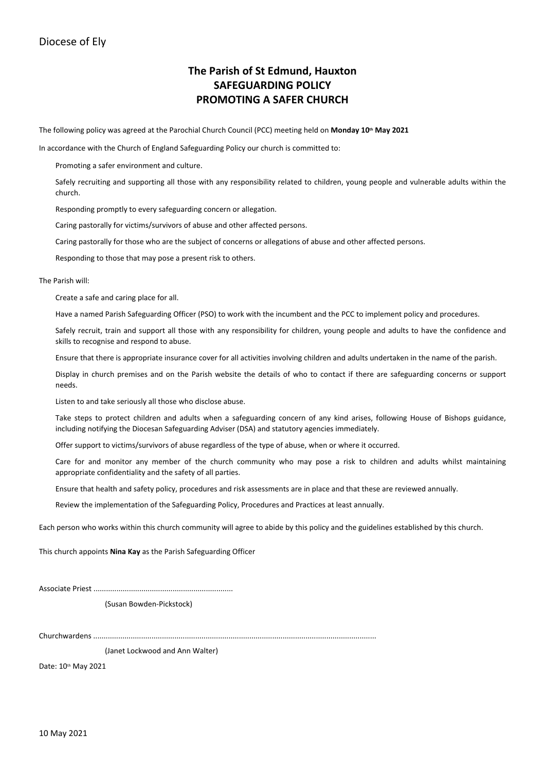Diocese of Ely

# The Parish of St Edmund, Hauxton
# SAFEGUARDING POLICY
# PROMOTING A SAFER CHURCH

The following policy was agreed at the Parochial Church Council (PCC) meeting held on **Monday 10th May 2021**

In accordance with the Church of England Safeguarding Policy our church is committed to:

- Promoting a safer environment and culture.
- Safely recruiting and supporting all those with any responsibility related to children, young people and vulnerable adults within the church.
- Responding promptly to every safeguarding concern or allegation.
- Caring pastorally for victims/survivors of abuse and other affected persons.
- Caring pastorally for those who are the subject of concerns or allegations of abuse and other affected persons.
- Responding to those that may pose a present risk to others.

The Parish will:

- Create a safe and caring place for all.
- Have a named Parish Safeguarding Officer (PSO) to work with the incumbent and the PCC to implement policy and procedures.
- Safely recruit, train and support all those with any responsibility for children, young people and adults to have the confidence and skills to recognise and respond to abuse.
- Ensure that there is appropriate insurance cover for all activities involving children and adults undertaken in the name of the parish.
- Display in church premises and on the Parish website the details of who to contact if there are safeguarding concerns or support needs.
- Listen to and take seriously all those who disclose abuse.
- Take steps to protect children and adults when a safeguarding concern of any kind arises, following House of Bishops guidance, including notifying the Diocesan Safeguarding Adviser (DSA) and statutory agencies immediately.
- Offer support to victims/survivors of abuse regardless of the type of abuse, when or where it occurred.
- Care for and monitor any member of the church community who may pose a risk to children and adults whilst maintaining appropriate confidentiality and the safety of all parties.
- Ensure that health and safety policy, procedures and risk assessments are in place and that these are reviewed annually.
- Review the implementation of the Safeguarding Policy, Procedures and Practices at least annually.

Each person who works within this church community will agree to abide by this policy and the guidelines established by this church.

This church appoints **Nina Kay** as the Parish Safeguarding Officer

Associate Priest ..................................................................

(Susan Bowden-Pickstock)

Churchwardens ......................................................................................................................................

(Janet Lockwood and Ann Walter)

Date: 10th May 2021

10 May 2021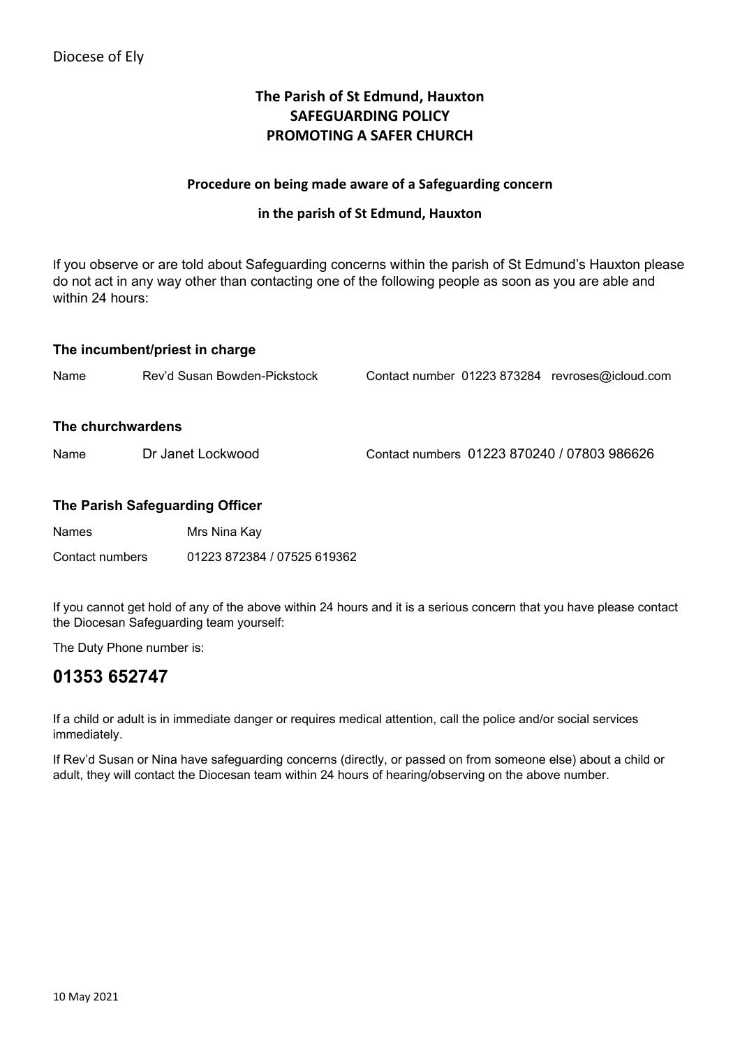Diocese of Ely

# The Parish of St Edmund, Hauxton
# SAFEGUARDING POLICY
# PROMOTING A SAFER CHURCH

### Procedure on being made aware of a Safeguarding concern

### in the parish of St Edmund, Hauxton

If you observe or are told about Safeguarding concerns within the parish of St Edmund's Hauxton please do not act in any way other than contacting one of the following people as soon as you are able and within 24 hours:

**The incumbent/priest in charge**

Name Rev'd Susan Bowden-Pickstock Contact number 01223 873284 revroses@icloud.com

**The churchwardens**

Name Dr Janet Lockwood Contact numbers 01223 870240 / 07803 986626

**The Parish Safeguarding Officer**

Names Mrs Nina Kay

Contact numbers 01223 872384 / 07525 619362

If you cannot get hold of any of the above within 24 hours and it is a serious concern that you have please contact the Diocesan Safeguarding team yourself:

The Duty Phone number is:

## 01353 652747

If a child or adult is in immediate danger or requires medical attention, call the police and/or social services immediately.

If Rev'd Susan or Nina have safeguarding concerns (directly, or passed on from someone else) about a child or adult, they will contact the Diocesan team within 24 hours of hearing/observing on the above number.

10 May 2021